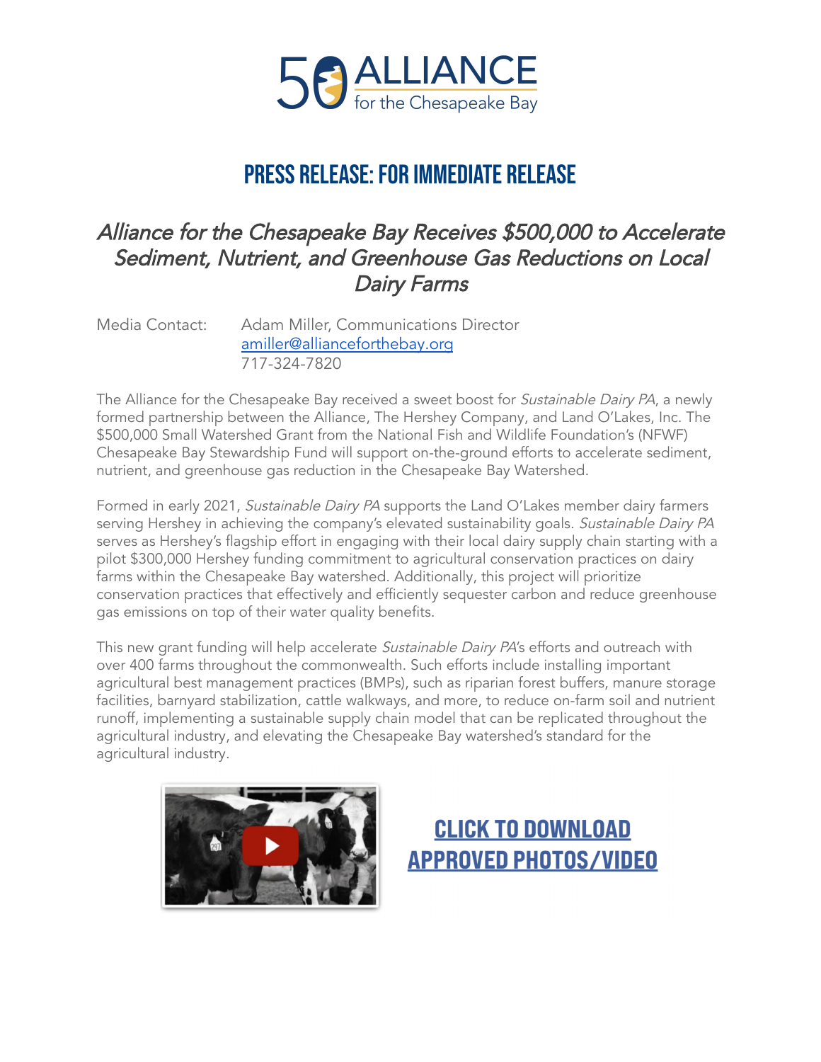50 ALLIANCE for the Chesapeake Bay

# PRESS RELEASE: FOR IMMEDIATE RELEASE

## *Alliance for the Chesapeake Bay Receives $500,000 to Accelerate Sediment, Nutrient, and Greenhouse Gas Reductions on Local Dairy Farms*

Media Contact: Adam Miller, Communications Director
amiller@allianceforthebay.org
717-324-7820

The Alliance for the Chesapeake Bay received a sweet boost for *Sustainable Dairy PA*, a newly formed partnership between the Alliance, The Hershey Company, and Land O'Lakes, Inc. The $500,000 Small Watershed Grant from the National Fish and Wildlife Foundation's (NFWF) Chesapeake Bay Stewardship Fund will support on-the-ground efforts to accelerate sediment, nutrient, and greenhouse gas reduction in the Chesapeake Bay Watershed.

Formed in early 2021, *Sustainable Dairy PA* supports the Land O'Lakes member dairy farmers serving Hershey in achieving the company's elevated sustainability goals. *Sustainable Dairy PA* serves as Hershey's flagship effort in engaging with their local dairy supply chain starting with a pilot $300,000 Hershey funding commitment to agricultural conservation practices on dairy farms within the Chesapeake Bay watershed. Additionally, this project will prioritize conservation practices that effectively and efficiently sequester carbon and reduce greenhouse gas emissions on top of their water quality benefits.

This new grant funding will help accelerate *Sustainable Dairy PA*'s efforts and outreach with over 400 farms throughout the commonwealth. Such efforts include installing important agricultural best management practices (BMPs), such as riparian forest buffers, manure storage facilities, barnyard stabilization, cattle walkways, and more, to reduce on-farm soil and nutrient runoff, implementing a sustainable supply chain model that can be replicated throughout the agricultural industry, and elevating the Chesapeake Bay watershed's standard for the agricultural industry.

**CLICK TO DOWNLOAD APPROVED PHOTOS/VIDEO**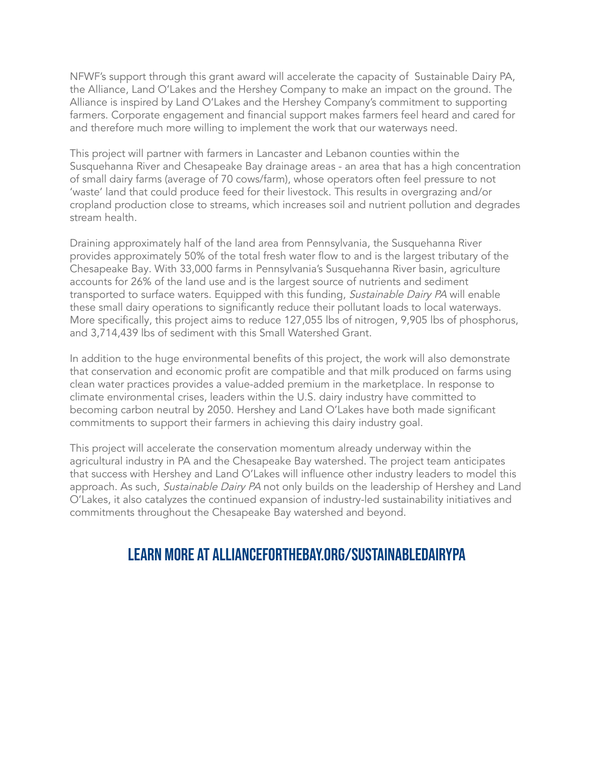NFWF's support through this grant award will accelerate the capacity of Sustainable Dairy PA, the Alliance, Land O'Lakes and the Hershey Company to make an impact on the ground. The Alliance is inspired by Land O'Lakes and the Hershey Company's commitment to supporting farmers. Corporate engagement and financial support makes farmers feel heard and cared for and therefore much more willing to implement the work that our waterways need.

This project will partner with farmers in Lancaster and Lebanon counties within the Susquehanna River and Chesapeake Bay drainage areas - an area that has a high concentration of small dairy farms (average of 70 cows/farm), whose operators often feel pressure to not 'waste' land that could produce feed for their livestock. This results in overgrazing and/or cropland production close to streams, which increases soil and nutrient pollution and degrades stream health.

Draining approximately half of the land area from Pennsylvania, the Susquehanna River provides approximately 50% of the total fresh water flow to and is the largest tributary of the Chesapeake Bay. With 33,000 farms in Pennsylvania's Susquehanna River basin, agriculture accounts for 26% of the land use and is the largest source of nutrients and sediment transported to surface waters. Equipped with this funding, *Sustainable Dairy PA* will enable these small dairy operations to significantly reduce their pollutant loads to local waterways. More specifically, this project aims to reduce 127,055 lbs of nitrogen, 9,905 lbs of phosphorus, and 3,714,439 lbs of sediment with this Small Watershed Grant.

In addition to the huge environmental benefits of this project, the work will also demonstrate that conservation and economic profit are compatible and that milk produced on farms using clean water practices provides a value-added premium in the marketplace. In response to climate environmental crises, leaders within the U.S. dairy industry have committed to becoming carbon neutral by 2050. Hershey and Land O'Lakes have both made significant commitments to support their farmers in achieving this dairy industry goal.

This project will accelerate the conservation momentum already underway within the agricultural industry in PA and the Chesapeake Bay watershed. The project team anticipates that success with Hershey and Land O'Lakes will influence other industry leaders to model this approach. As such, *Sustainable Dairy PA* not only builds on the leadership of Hershey and Land O'Lakes, it also catalyzes the continued expansion of industry-led sustainability initiatives and commitments throughout the Chesapeake Bay watershed and beyond.

## LEARN MORE AT ALLIANCEFORTHEBAY.ORG/SUSTAINABLEDAIRYPA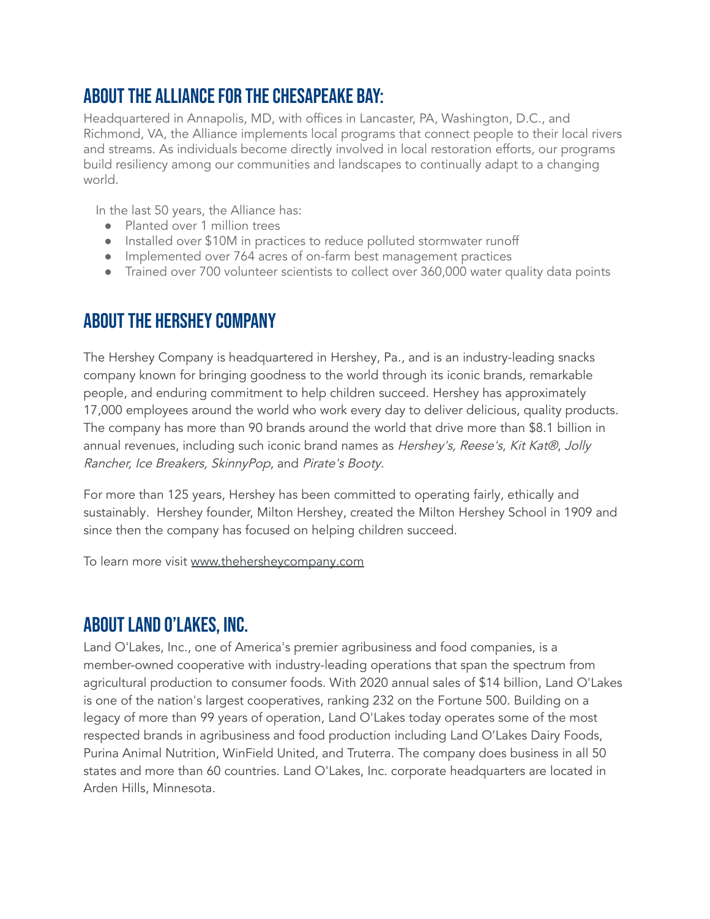## About the Alliance for the Chesapeake Bay:

Headquartered in Annapolis, MD, with offices in Lancaster, PA, Washington, D.C., and Richmond, VA, the Alliance implements local programs that connect people to their local rivers and streams. As individuals become directly involved in local restoration efforts, our programs build resiliency among our communities and landscapes to continually adapt to a changing world.

In the last 50 years, the Alliance has:

- Planted over 1 million trees
- Installed over $10M in practices to reduce polluted stormwater runoff
- Implemented over 764 acres of on-farm best management practices
- Trained over 700 volunteer scientists to collect over 360,000 water quality data points

## About The Hershey Company

The Hershey Company is headquartered in Hershey, Pa., and is an industry-leading snacks company known for bringing goodness to the world through its iconic brands, remarkable people, and enduring commitment to help children succeed. Hershey has approximately 17,000 employees around the world who work every day to deliver delicious, quality products. The company has more than 90 brands around the world that drive more than $8.1 billion in annual revenues, including such iconic brand names as *Hershey's, Reese's*, *Kit Kat®*, *Jolly Rancher, Ice Breakers, SkinnyPop*, and *Pirate's Booty*.

For more than 125 years, Hershey has been committed to operating fairly, ethically and sustainably. Hershey founder, Milton Hershey, created the Milton Hershey School in 1909 and since then the company has focused on helping children succeed.

To learn more visit www.thehersheycompany.com

## About Land O'Lakes, Inc.

Land O'Lakes, Inc., one of America's premier agribusiness and food companies, is a member-owned cooperative with industry-leading operations that span the spectrum from agricultural production to consumer foods. With 2020 annual sales of $14 billion, Land O'Lakes is one of the nation's largest cooperatives, ranking 232 on the Fortune 500. Building on a legacy of more than 99 years of operation, Land O'Lakes today operates some of the most respected brands in agribusiness and food production including Land O'Lakes Dairy Foods, Purina Animal Nutrition, WinField United, and Truterra. The company does business in all 50 states and more than 60 countries. Land O'Lakes, Inc. corporate headquarters are located in Arden Hills, Minnesota.